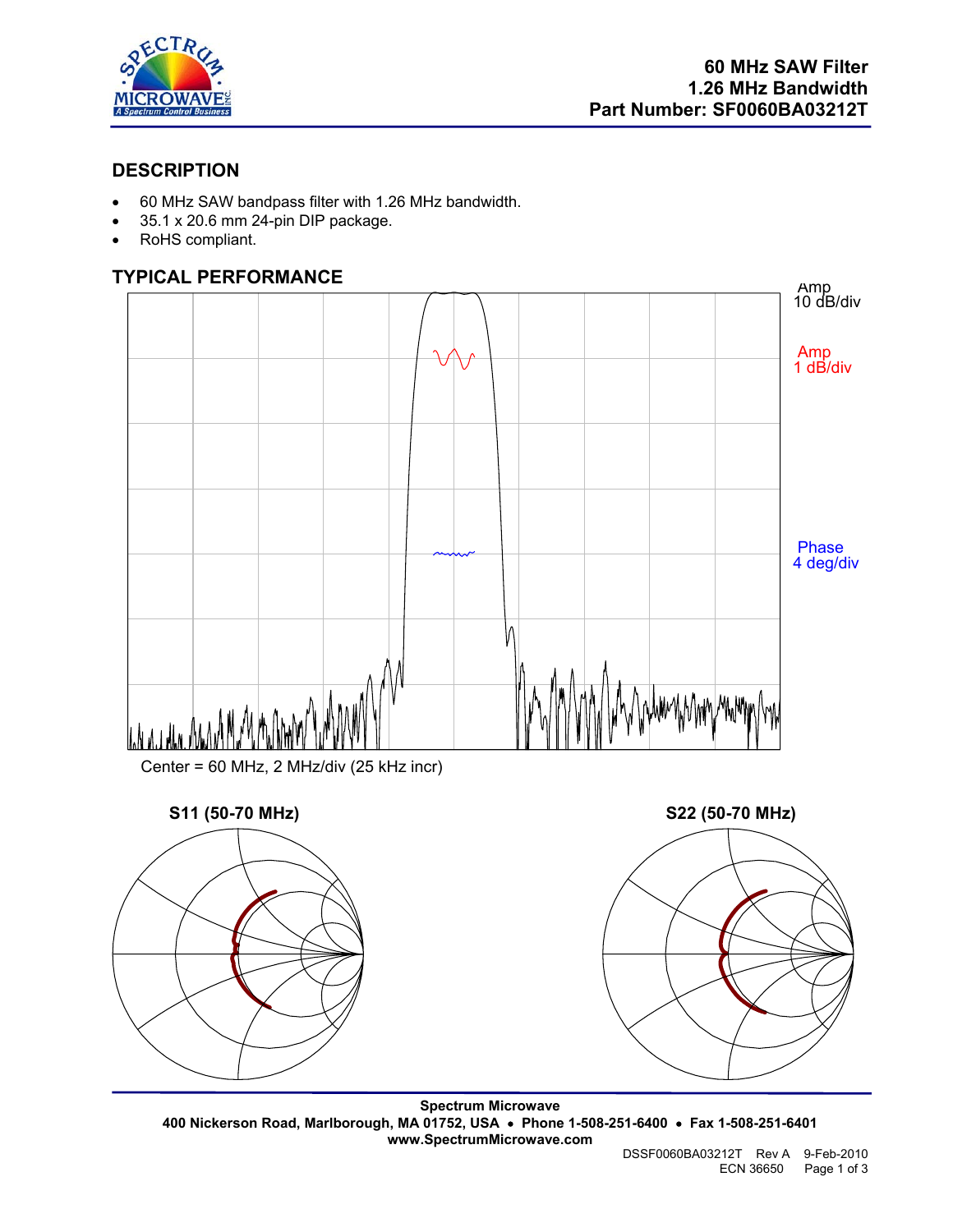# 60 MHz SAW Filter
# 1.26 MHz Bandwidth
# Part Number: SF0060BA03212T

## DESCRIPTION

- 60 MHz SAW bandpass filter with 1.26 MHz bandwidth.
- 35.1 x 20.6 mm 24-pin DIP package.
- RoHS compliant.

## TYPICAL PERFORMANCE

Amp 10 dB/div

Amp 1 dB/div

Phase 4 deg/div

Center = 60 MHz, 2 MHz/div (25 kHz incr)

**S11 (50-70 MHz)**

**S22 (50-70 MHz)**

**Spectrum Microwave**
**400 Nickerson Road, Marlborough, MA 01752, USA • Phone 1-508-251-6400 • Fax 1-508-251-6401**
**www.SpectrumMicrowave.com**

DSSF0060BA03212T Rev A 9-Feb-2010
ECN 36650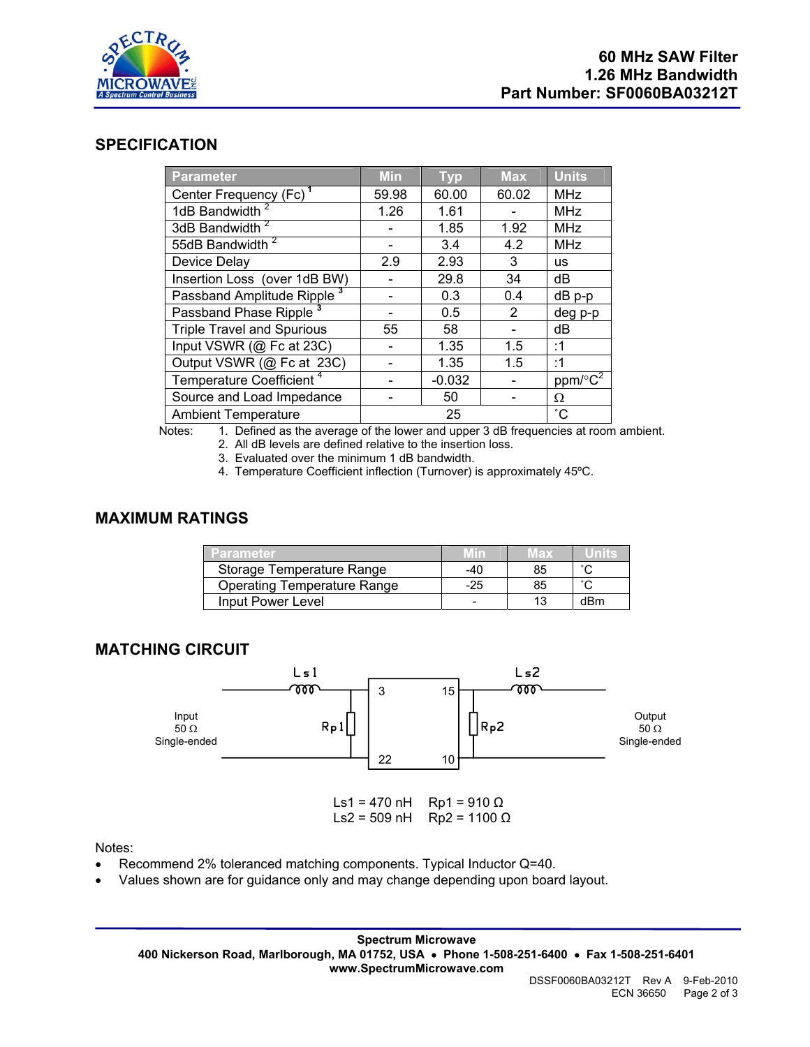## SPECIFICATION

| Parameter | Min | Typ | Max | Units |
|---|---|---|---|---|
| Center Frequency (Fc) [1] | 59.98 | 60.00 | 60.02 | MHz |
| 1dB Bandwidth [2] | 1.26 | 1.61 | - | MHz |
| 3dB Bandwidth [2] | - | 1.85 | 1.92 | MHz |
| 55dB Bandwidth [2] | - | 3.4 | 4.2 | MHz |
| Device Delay | 2.9 | 2.93 | 3 | us |
| Insertion Loss (over 1dB BW) | - | 29.8 | 34 | dB |
| Passband Amplitude Ripple [3] | - | 0.3 | 0.4 | dB p-p |
| Passband Phase Ripple [3] | - | 0.5 | 2 | deg p-p |
| Triple Travel and Spurious | 55 | 58 | - | dB |
| Input VSWR (@ Fc at 23C) | - | 1.35 | 1.5 | :1 |
| Output VSWR (@ Fc at 23C) | - | 1.35 | 1.5 | :1 |
| Temperature Coefficient [4] | - | -0.032 | - | ppm/°C$^2$ |
| Source and Load Impedance | - | 50 | - | Ω |
| Ambient Temperature | | 25 | | ˚C |

Notes:
1. Defined as the average of the lower and upper 3 dB frequencies at room ambient.
2. All dB levels are defined relative to the insertion loss.
3. Evaluated over the minimum 1 dB bandwidth.
4. Temperature Coefficient inflection (Turnover) is approximately 45ºC.

## MAXIMUM RATINGS

| Parameter | Min | Max | Units |
|---|---|---|---|
| Storage Temperature Range | -40 | 85 | ˚C |
| Operating Temperature Range | -25 | 85 | ˚C |
| Input Power Level | - | 13 | dBm |

## MATCHING CIRCUIT

Input 50 Ω Single-ended — Ls1 — Rp1 — [3, 22 | 15, 10] — Rp2 — Ls2 — Output 50 Ω Single-ended

Ls1 = 470 nH  Rp1 = 910 Ω
Ls2 = 509 nH  Rp2 = 1100 Ω

Notes:
- Recommend 2% toleranced matching components. Typical Inductor Q=40.
- Values shown are for guidance only and may change depending upon board layout.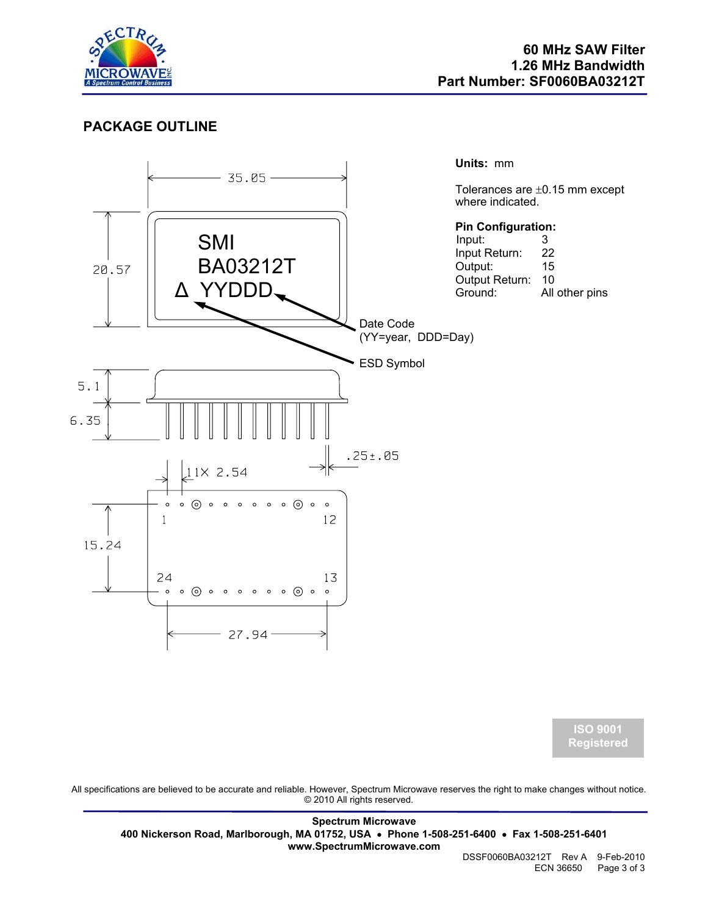60 MHz SAW Filter
1.26 MHz Bandwidth
Part Number: SF0060BA03212T

## PACKAGE OUTLINE

35.05

20.57

SMI
BA03212T
Δ YYDDD

Date Code
(YY=year, DDD=Day)

ESD Symbol

5.1

6.35

.25±.05

11X 2.54

1

12

15.24

24

13

27.94

**Units:** mm

Tolerances are ±0.15 mm except where indicated.

**Pin Configuration:**

| | |
|---|---|
| Input: | 3 |
| Input Return: | 22 |
| Output: | 15 |
| Output Return: | 10 |
| Ground: | All other pins |

ISO 9001 Registered

All specifications are believed to be accurate and reliable. However, Spectrum Microwave reserves the right to make changes without notice.
© 2010 All rights reserved.

**Spectrum Microwave**
**400 Nickerson Road, Marlborough, MA 01752, USA • Phone 1-508-251-6400 • Fax 1-508-251-6401**
**www.SpectrumMicrowave.com**

DSSF0060BA03212T Rev A 9-Feb-2010
ECN 36650